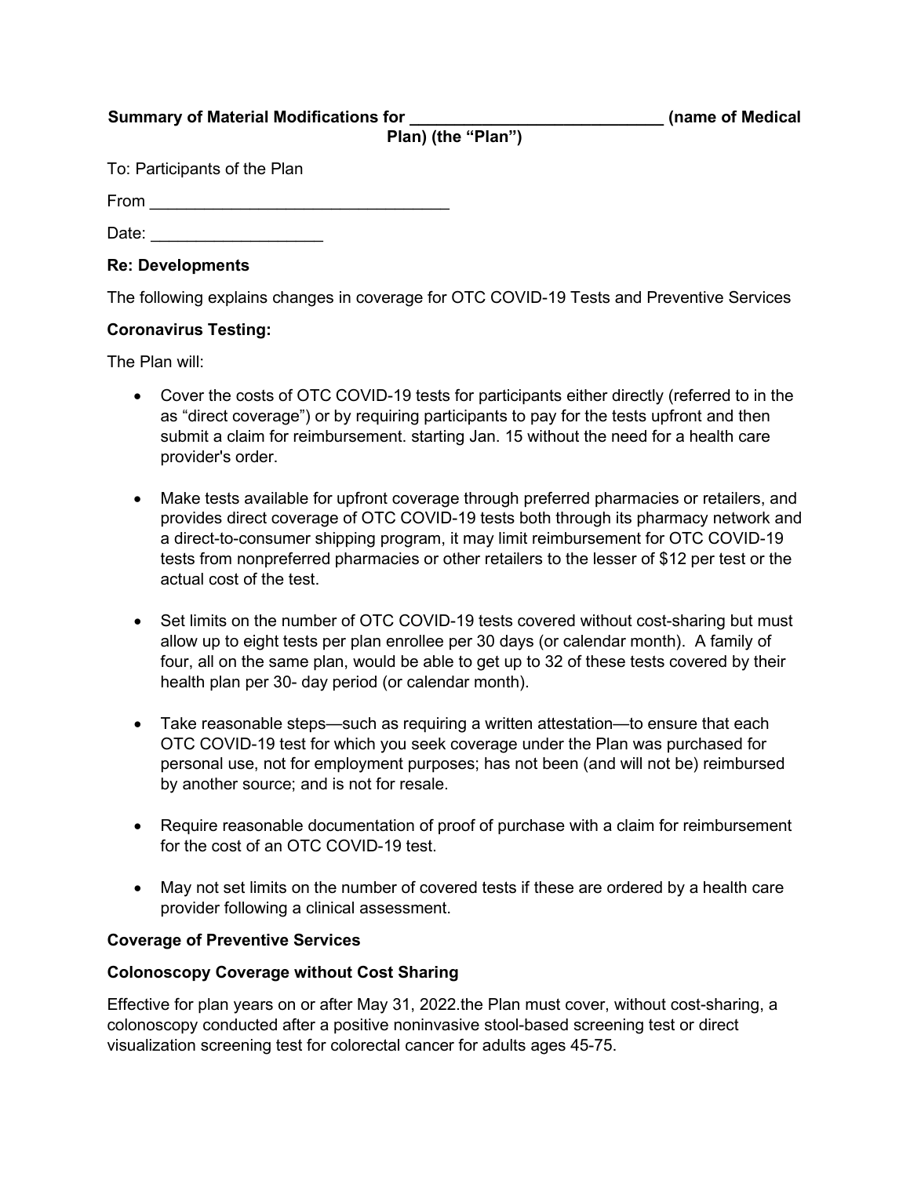**Summary of Material Modifications for ____________________________ (name of Medical Plan) (the "Plan")**

To: Participants of the Plan

From _________________________________

Date: ___________________

**Re: Developments**

The following explains changes in coverage for OTC COVID-19 Tests and Preventive Services

**Coronavirus Testing:**

The Plan will:

- Cover the costs of OTC COVID-19 tests for participants either directly (referred to in the as "direct coverage") or by requiring participants to pay for the tests upfront and then submit a claim for reimbursement. starting Jan. 15 without the need for a health care provider's order.
- Make tests available for upfront coverage through preferred pharmacies or retailers, and provides direct coverage of OTC COVID-19 tests both through its pharmacy network and a direct-to-consumer shipping program, it may limit reimbursement for OTC COVID-19 tests from nonpreferred pharmacies or other retailers to the lesser of $12 per test or the actual cost of the test.
- Set limits on the number of OTC COVID-19 tests covered without cost-sharing but must allow up to eight tests per plan enrollee per 30 days (or calendar month). A family of four, all on the same plan, would be able to get up to 32 of these tests covered by their health plan per 30- day period (or calendar month).
- Take reasonable steps—such as requiring a written attestation—to ensure that each OTC COVID-19 test for which you seek coverage under the Plan was purchased for personal use, not for employment purposes; has not been (and will not be) reimbursed by another source; and is not for resale.
- Require reasonable documentation of proof of purchase with a claim for reimbursement for the cost of an OTC COVID-19 test.
- May not set limits on the number of covered tests if these are ordered by a health care provider following a clinical assessment.

**Coverage of Preventive Services**

**Colonoscopy Coverage without Cost Sharing**

Effective for plan years on or after May 31, 2022.the Plan must cover, without cost-sharing, a colonoscopy conducted after a positive noninvasive stool-based screening test or direct visualization screening test for colorectal cancer for adults ages 45-75.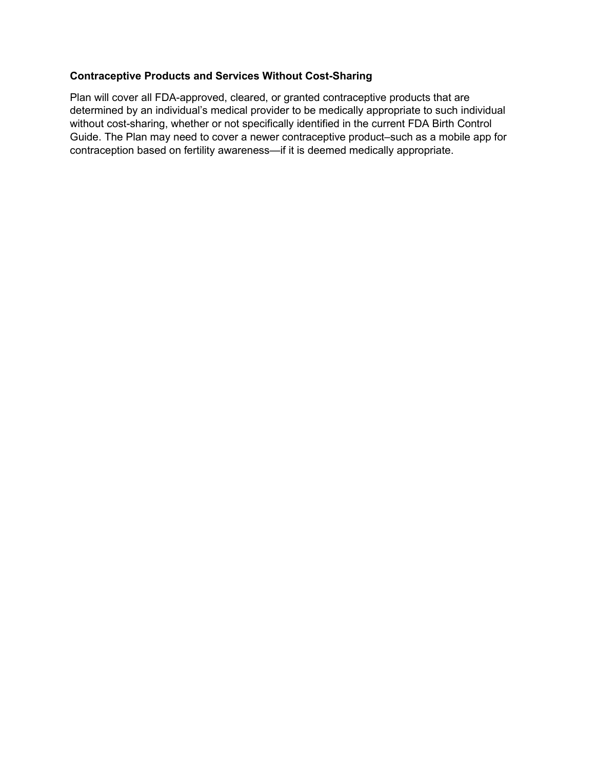**Contraceptive Products and Services Without Cost-Sharing**

Plan will cover all FDA-approved, cleared, or granted contraceptive products that are determined by an individual's medical provider to be medically appropriate to such individual without cost-sharing, whether or not specifically identified in the current FDA Birth Control Guide. The Plan may need to cover a newer contraceptive product–such as a mobile app for contraception based on fertility awareness—if it is deemed medically appropriate.